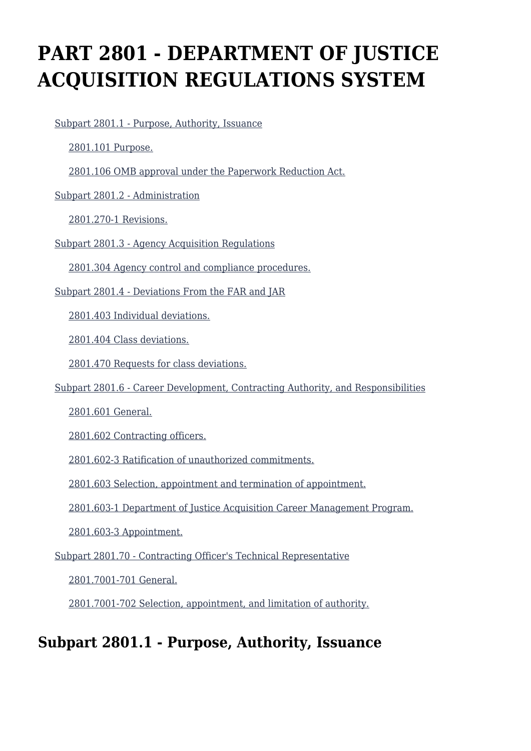# PART 2801 - DEPARTMENT OF JUSTICE ACQUISITION REGULATIONS SYSTEM

- Subpart 2801.1 - Purpose, Authority, Issuance
  - 2801.101 Purpose.
  - 2801.106 OMB approval under the Paperwork Reduction Act.
- Subpart 2801.2 - Administration
  - 2801.270-1 Revisions.
- Subpart 2801.3 - Agency Acquisition Regulations
  - 2801.304 Agency control and compliance procedures.
- Subpart 2801.4 - Deviations From the FAR and JAR
  - 2801.403 Individual deviations.
  - 2801.404 Class deviations.
  - 2801.470 Requests for class deviations.
- Subpart 2801.6 - Career Development, Contracting Authority, and Responsibilities
  - 2801.601 General.
  - 2801.602 Contracting officers.
  - 2801.602-3 Ratification of unauthorized commitments.
  - 2801.603 Selection, appointment and termination of appointment.
  - 2801.603-1 Department of Justice Acquisition Career Management Program.
  - 2801.603-3 Appointment.
- Subpart 2801.70 - Contracting Officer's Technical Representative
  - 2801.7001-701 General.
  - 2801.7001-702 Selection, appointment, and limitation of authority.

## Subpart 2801.1 - Purpose, Authority, Issuance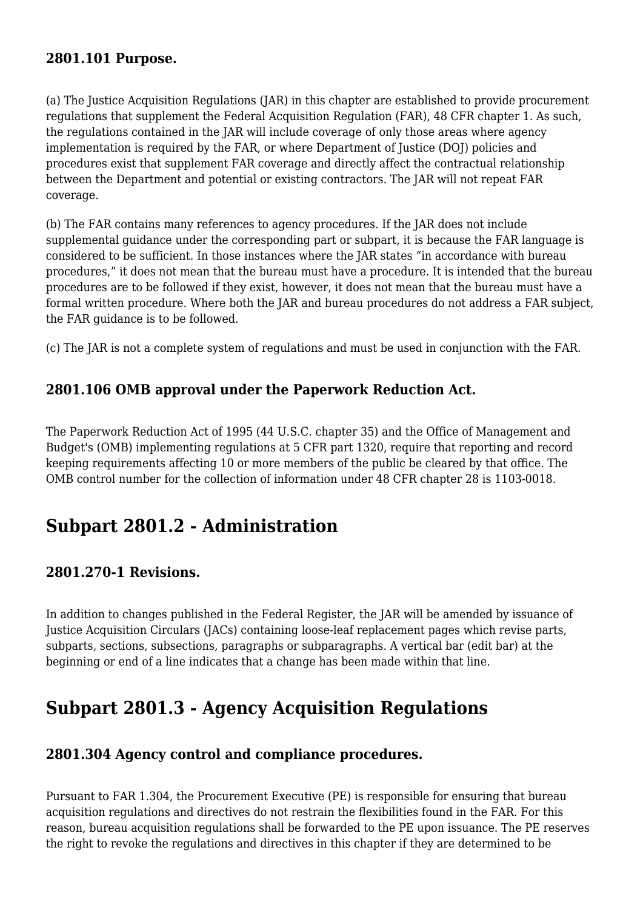### 2801.101 Purpose.

(a) The Justice Acquisition Regulations (JAR) in this chapter are established to provide procurement regulations that supplement the Federal Acquisition Regulation (FAR), 48 CFR chapter 1. As such, the regulations contained in the JAR will include coverage of only those areas where agency implementation is required by the FAR, or where Department of Justice (DOJ) policies and procedures exist that supplement FAR coverage and directly affect the contractual relationship between the Department and potential or existing contractors. The JAR will not repeat FAR coverage.

(b) The FAR contains many references to agency procedures. If the JAR does not include supplemental guidance under the corresponding part or subpart, it is because the FAR language is considered to be sufficient. In those instances where the JAR states "in accordance with bureau procedures," it does not mean that the bureau must have a procedure. It is intended that the bureau procedures are to be followed if they exist, however, it does not mean that the bureau must have a formal written procedure. Where both the JAR and bureau procedures do not address a FAR subject, the FAR guidance is to be followed.

(c) The JAR is not a complete system of regulations and must be used in conjunction with the FAR.

### 2801.106 OMB approval under the Paperwork Reduction Act.

The Paperwork Reduction Act of 1995 (44 U.S.C. chapter 35) and the Office of Management and Budget's (OMB) implementing regulations at 5 CFR part 1320, require that reporting and record keeping requirements affecting 10 or more members of the public be cleared by that office. The OMB control number for the collection of information under 48 CFR chapter 28 is 1103-0018.

## Subpart 2801.2 - Administration

### 2801.270-1 Revisions.

In addition to changes published in the Federal Register, the JAR will be amended by issuance of Justice Acquisition Circulars (JACs) containing loose-leaf replacement pages which revise parts, subparts, sections, subsections, paragraphs or subparagraphs. A vertical bar (edit bar) at the beginning or end of a line indicates that a change has been made within that line.

## Subpart 2801.3 - Agency Acquisition Regulations

### 2801.304 Agency control and compliance procedures.

Pursuant to FAR 1.304, the Procurement Executive (PE) is responsible for ensuring that bureau acquisition regulations and directives do not restrain the flexibilities found in the FAR. For this reason, bureau acquisition regulations shall be forwarded to the PE upon issuance. The PE reserves the right to revoke the regulations and directives in this chapter if they are determined to be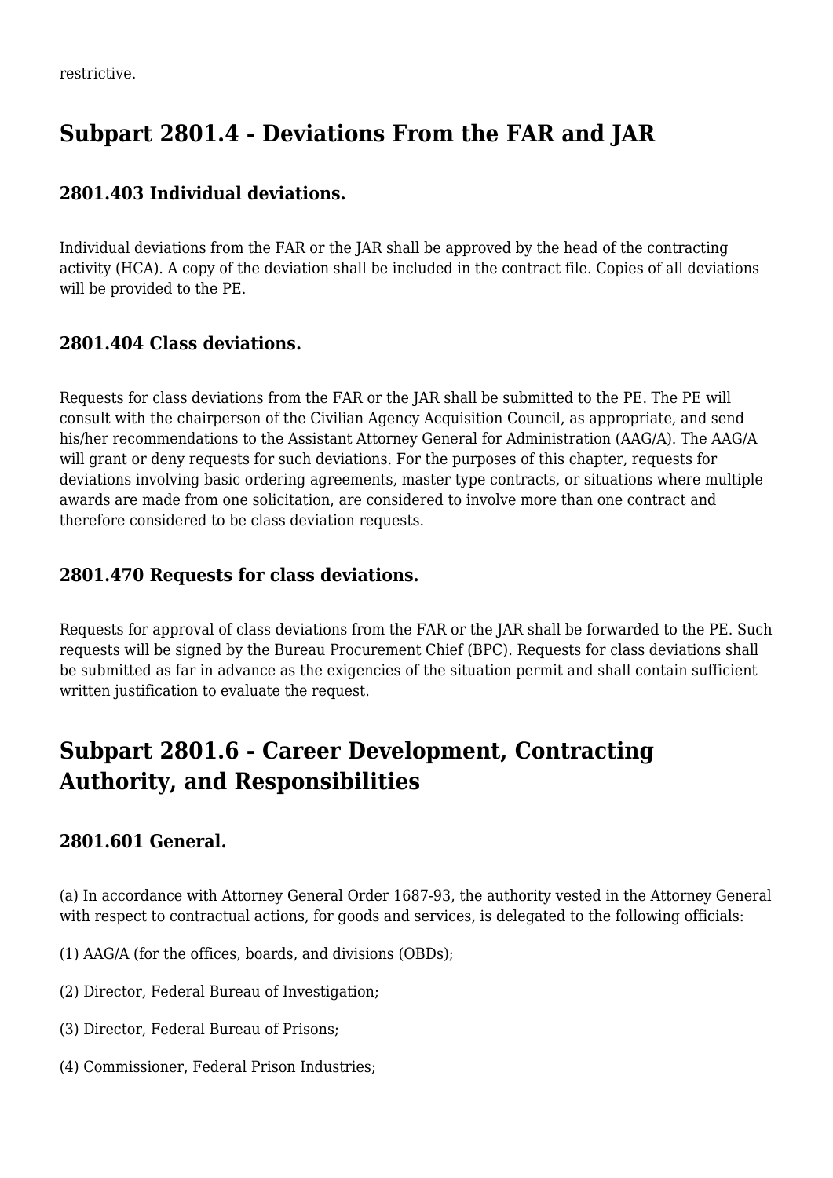restrictive.

## Subpart 2801.4 - Deviations From the FAR and JAR

### 2801.403 Individual deviations.

Individual deviations from the FAR or the JAR shall be approved by the head of the contracting activity (HCA). A copy of the deviation shall be included in the contract file. Copies of all deviations will be provided to the PE.

### 2801.404 Class deviations.

Requests for class deviations from the FAR or the JAR shall be submitted to the PE. The PE will consult with the chairperson of the Civilian Agency Acquisition Council, as appropriate, and send his/her recommendations to the Assistant Attorney General for Administration (AAG/A). The AAG/A will grant or deny requests for such deviations. For the purposes of this chapter, requests for deviations involving basic ordering agreements, master type contracts, or situations where multiple awards are made from one solicitation, are considered to involve more than one contract and therefore considered to be class deviation requests.

### 2801.470 Requests for class deviations.

Requests for approval of class deviations from the FAR or the JAR shall be forwarded to the PE. Such requests will be signed by the Bureau Procurement Chief (BPC). Requests for class deviations shall be submitted as far in advance as the exigencies of the situation permit and shall contain sufficient written justification to evaluate the request.

## Subpart 2801.6 - Career Development, Contracting Authority, and Responsibilities

### 2801.601 General.

(a) In accordance with Attorney General Order 1687-93, the authority vested in the Attorney General with respect to contractual actions, for goods and services, is delegated to the following officials:

(1) AAG/A (for the offices, boards, and divisions (OBDs);

(2) Director, Federal Bureau of Investigation;

(3) Director, Federal Bureau of Prisons;

(4) Commissioner, Federal Prison Industries;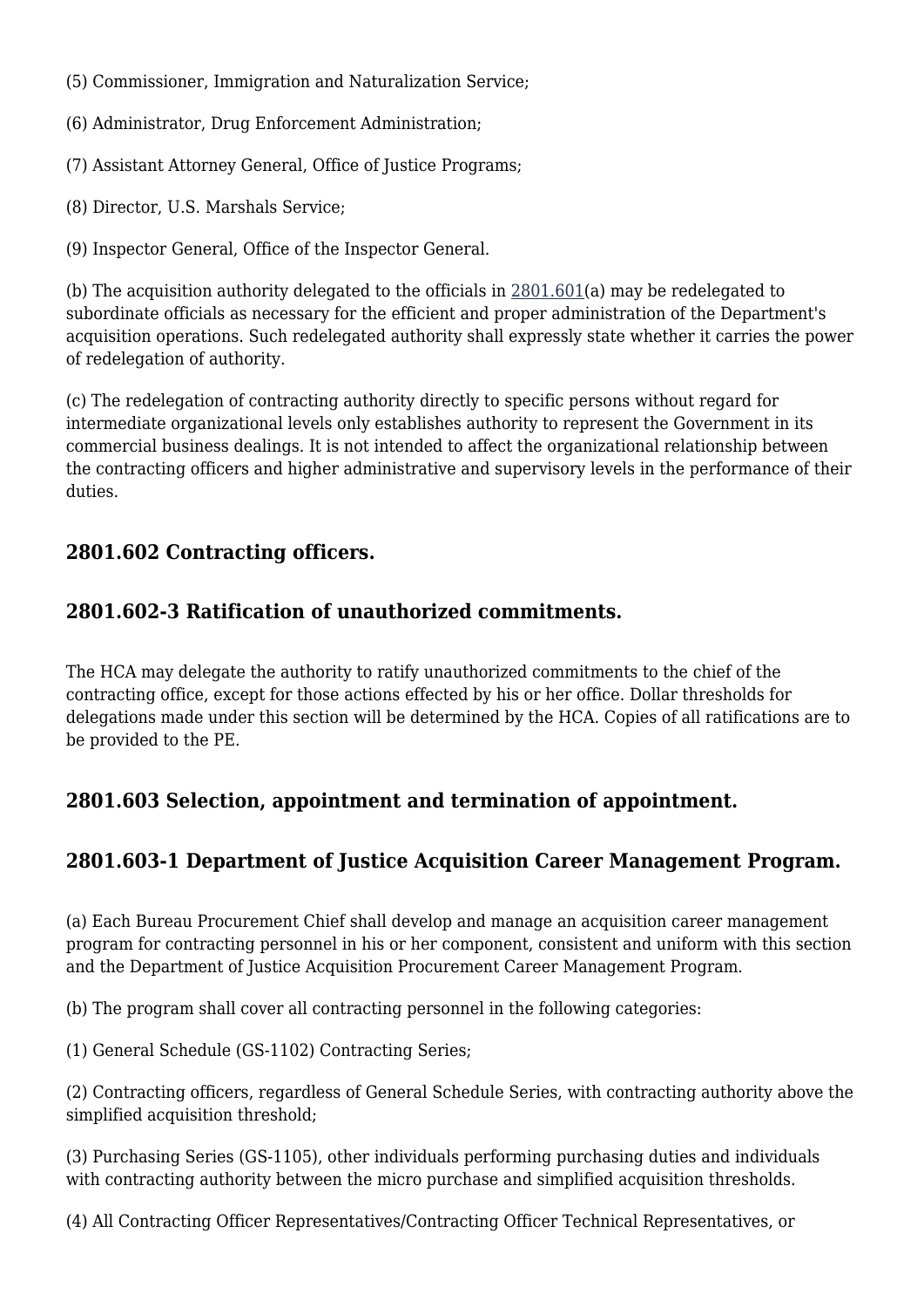(5) Commissioner, Immigration and Naturalization Service;

(6) Administrator, Drug Enforcement Administration;

(7) Assistant Attorney General, Office of Justice Programs;

(8) Director, U.S. Marshals Service;

(9) Inspector General, Office of the Inspector General.

(b) The acquisition authority delegated to the officials in 2801.601(a) may be redelegated to subordinate officials as necessary for the efficient and proper administration of the Department's acquisition operations. Such redelegated authority shall expressly state whether it carries the power of redelegation of authority.

(c) The redelegation of contracting authority directly to specific persons without regard for intermediate organizational levels only establishes authority to represent the Government in its commercial business dealings. It is not intended to affect the organizational relationship between the contracting officers and higher administrative and supervisory levels in the performance of their duties.

## 2801.602 Contracting officers.

## 2801.602-3 Ratification of unauthorized commitments.

The HCA may delegate the authority to ratify unauthorized commitments to the chief of the contracting office, except for those actions effected by his or her office. Dollar thresholds for delegations made under this section will be determined by the HCA. Copies of all ratifications are to be provided to the PE.

## 2801.603 Selection, appointment and termination of appointment.

## 2801.603-1 Department of Justice Acquisition Career Management Program.

(a) Each Bureau Procurement Chief shall develop and manage an acquisition career management program for contracting personnel in his or her component, consistent and uniform with this section and the Department of Justice Acquisition Procurement Career Management Program.

(b) The program shall cover all contracting personnel in the following categories:

(1) General Schedule (GS-1102) Contracting Series;

(2) Contracting officers, regardless of General Schedule Series, with contracting authority above the simplified acquisition threshold;

(3) Purchasing Series (GS-1105), other individuals performing purchasing duties and individuals with contracting authority between the micro purchase and simplified acquisition thresholds.

(4) All Contracting Officer Representatives/Contracting Officer Technical Representatives, or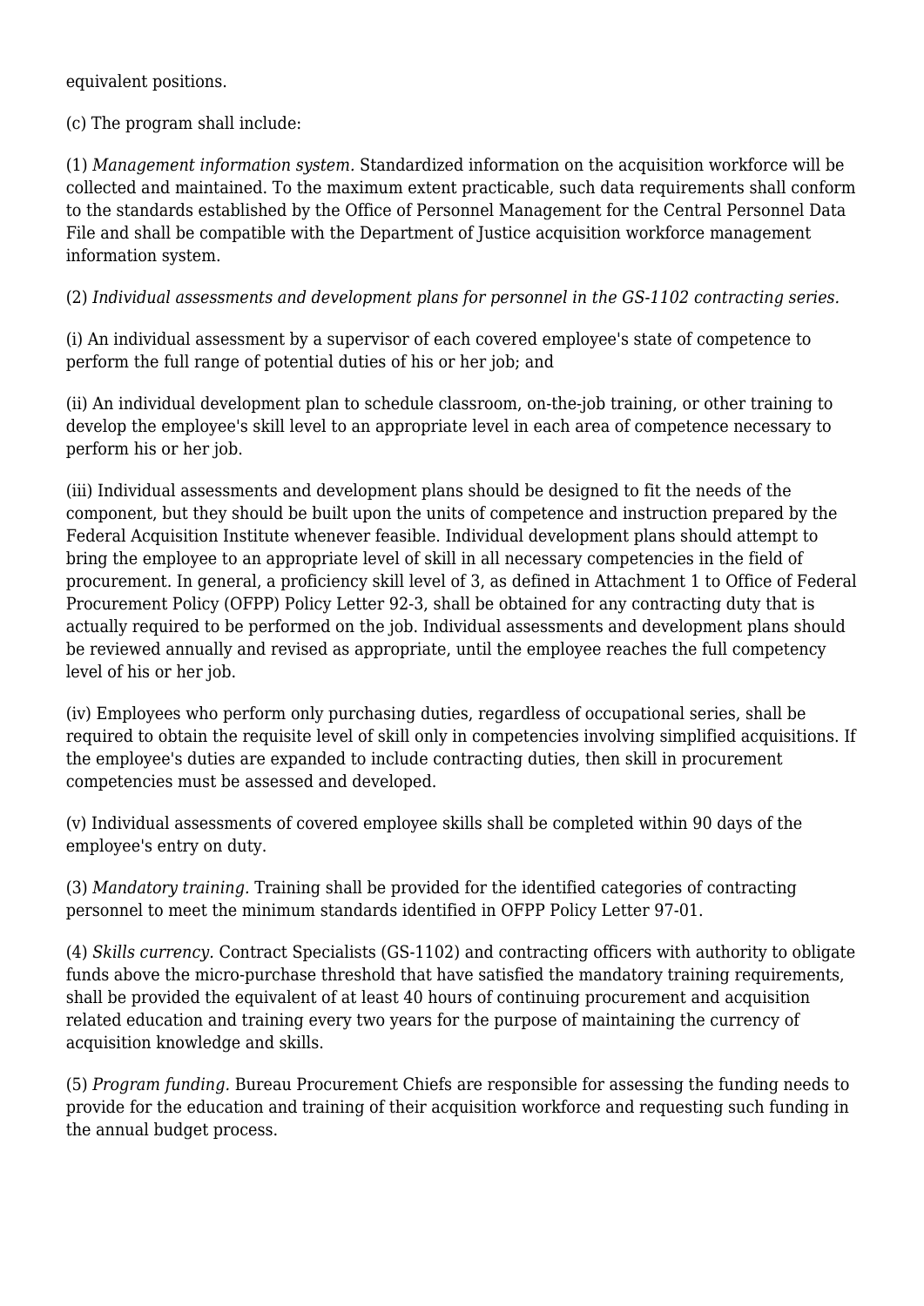equivalent positions.

(c) The program shall include:

(1) *Management information system.* Standardized information on the acquisition workforce will be collected and maintained. To the maximum extent practicable, such data requirements shall conform to the standards established by the Office of Personnel Management for the Central Personnel Data File and shall be compatible with the Department of Justice acquisition workforce management information system.

(2) *Individual assessments and development plans for personnel in the GS-1102 contracting series.*

(i) An individual assessment by a supervisor of each covered employee's state of competence to perform the full range of potential duties of his or her job; and

(ii) An individual development plan to schedule classroom, on-the-job training, or other training to develop the employee's skill level to an appropriate level in each area of competence necessary to perform his or her job.

(iii) Individual assessments and development plans should be designed to fit the needs of the component, but they should be built upon the units of competence and instruction prepared by the Federal Acquisition Institute whenever feasible. Individual development plans should attempt to bring the employee to an appropriate level of skill in all necessary competencies in the field of procurement. In general, a proficiency skill level of 3, as defined in Attachment 1 to Office of Federal Procurement Policy (OFPP) Policy Letter 92-3, shall be obtained for any contracting duty that is actually required to be performed on the job. Individual assessments and development plans should be reviewed annually and revised as appropriate, until the employee reaches the full competency level of his or her job.

(iv) Employees who perform only purchasing duties, regardless of occupational series, shall be required to obtain the requisite level of skill only in competencies involving simplified acquisitions. If the employee's duties are expanded to include contracting duties, then skill in procurement competencies must be assessed and developed.

(v) Individual assessments of covered employee skills shall be completed within 90 days of the employee's entry on duty.

(3) *Mandatory training.* Training shall be provided for the identified categories of contracting personnel to meet the minimum standards identified in OFPP Policy Letter 97-01.

(4) *Skills currency.* Contract Specialists (GS-1102) and contracting officers with authority to obligate funds above the micro-purchase threshold that have satisfied the mandatory training requirements, shall be provided the equivalent of at least 40 hours of continuing procurement and acquisition related education and training every two years for the purpose of maintaining the currency of acquisition knowledge and skills.

(5) *Program funding.* Bureau Procurement Chiefs are responsible for assessing the funding needs to provide for the education and training of their acquisition workforce and requesting such funding in the annual budget process.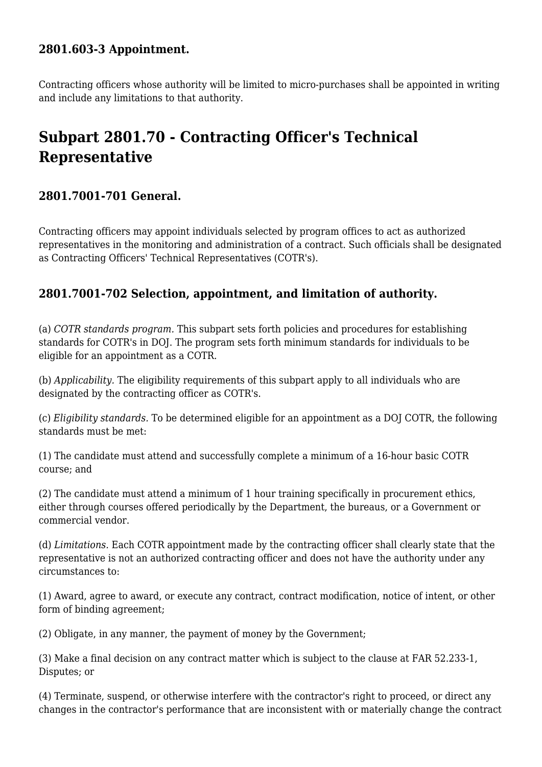### 2801.603-3 Appointment.

Contracting officers whose authority will be limited to micro-purchases shall be appointed in writing and include any limitations to that authority.

## Subpart 2801.70 - Contracting Officer's Technical Representative

### 2801.7001-701 General.

Contracting officers may appoint individuals selected by program offices to act as authorized representatives in the monitoring and administration of a contract. Such officials shall be designated as Contracting Officers' Technical Representatives (COTR's).

### 2801.7001-702 Selection, appointment, and limitation of authority.

(a) *COTR standards program.* This subpart sets forth policies and procedures for establishing standards for COTR's in DOJ. The program sets forth minimum standards for individuals to be eligible for an appointment as a COTR.

(b) *Applicability.* The eligibility requirements of this subpart apply to all individuals who are designated by the contracting officer as COTR's.

(c) *Eligibility standards.* To be determined eligible for an appointment as a DOJ COTR, the following standards must be met:

(1) The candidate must attend and successfully complete a minimum of a 16-hour basic COTR course; and

(2) The candidate must attend a minimum of 1 hour training specifically in procurement ethics, either through courses offered periodically by the Department, the bureaus, or a Government or commercial vendor.

(d) *Limitations.* Each COTR appointment made by the contracting officer shall clearly state that the representative is not an authorized contracting officer and does not have the authority under any circumstances to:

(1) Award, agree to award, or execute any contract, contract modification, notice of intent, or other form of binding agreement;

(2) Obligate, in any manner, the payment of money by the Government;

(3) Make a final decision on any contract matter which is subject to the clause at FAR 52.233-1, Disputes; or

(4) Terminate, suspend, or otherwise interfere with the contractor's right to proceed, or direct any changes in the contractor's performance that are inconsistent with or materially change the contract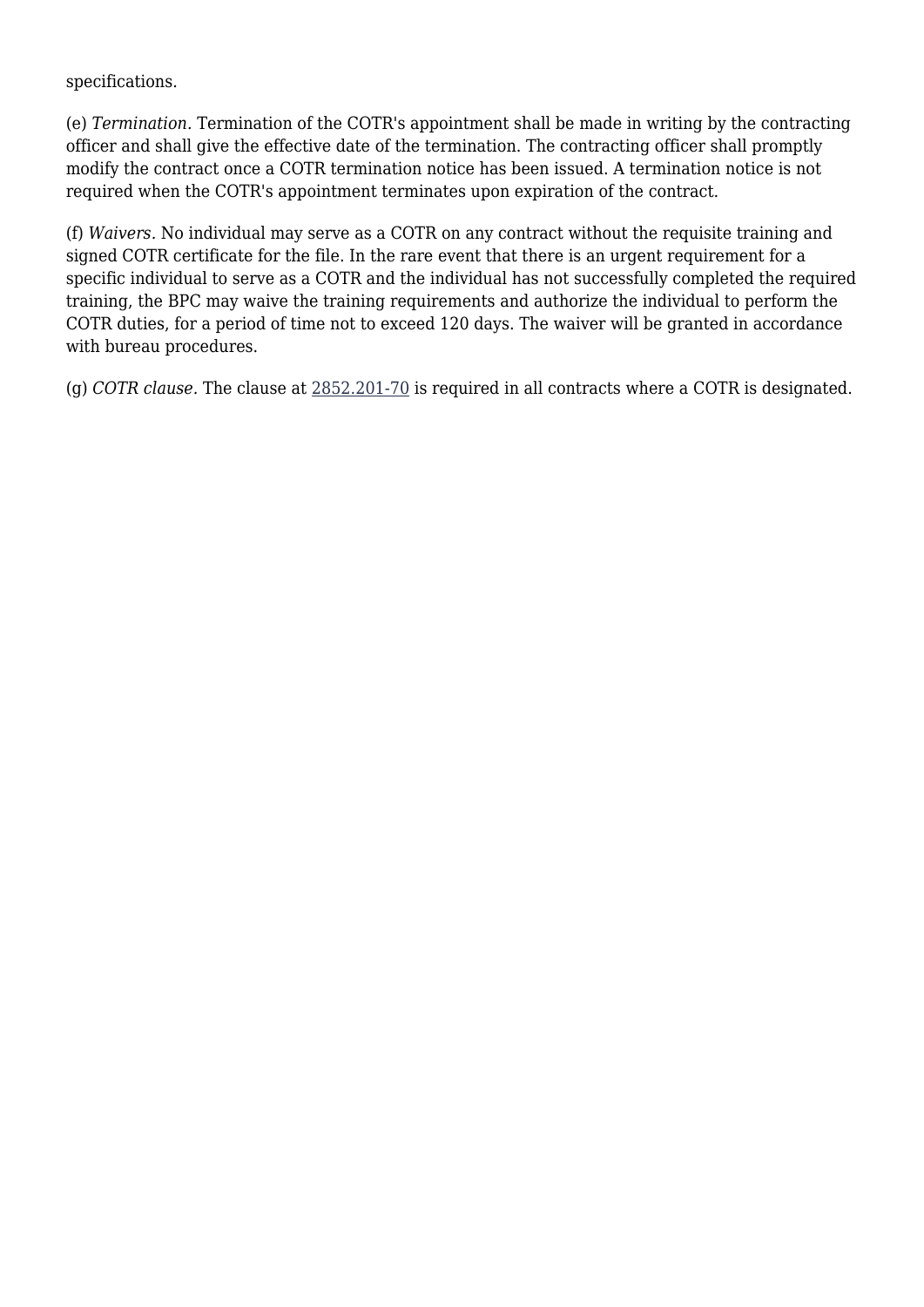specifications.

(e) *Termination.* Termination of the COTR's appointment shall be made in writing by the contracting officer and shall give the effective date of the termination. The contracting officer shall promptly modify the contract once a COTR termination notice has been issued. A termination notice is not required when the COTR's appointment terminates upon expiration of the contract.

(f) *Waivers.* No individual may serve as a COTR on any contract without the requisite training and signed COTR certificate for the file. In the rare event that there is an urgent requirement for a specific individual to serve as a COTR and the individual has not successfully completed the required training, the BPC may waive the training requirements and authorize the individual to perform the COTR duties, for a period of time not to exceed 120 days. The waiver will be granted in accordance with bureau procedures.

(g) *COTR clause.* The clause at 2852.201-70 is required in all contracts where a COTR is designated.